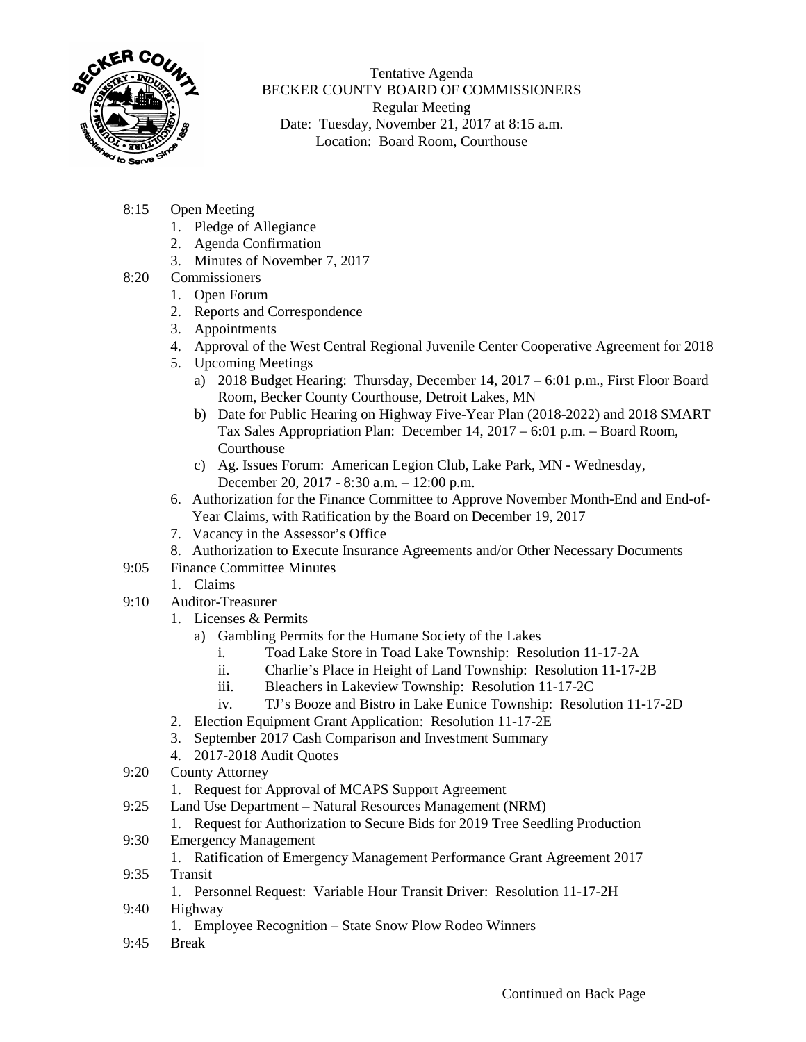Tentative Agenda
BECKER COUNTY BOARD OF COMMISSIONERS
Regular Meeting
Date: Tuesday, November 21, 2017 at 8:15 a.m.
Location: Board Room, Courthouse

8:15 Open Meeting
1. Pledge of Allegiance
2. Agenda Confirmation
3. Minutes of November 7, 2017

8:20 Commissioners
1. Open Forum
2. Reports and Correspondence
3. Appointments
4. Approval of the West Central Regional Juvenile Center Cooperative Agreement for 2018
5. Upcoming Meetings
   a) 2018 Budget Hearing: Thursday, December 14, 2017 – 6:01 p.m., First Floor Board Room, Becker County Courthouse, Detroit Lakes, MN
   b) Date for Public Hearing on Highway Five-Year Plan (2018-2022) and 2018 SMART Tax Sales Appropriation Plan: December 14, 2017 – 6:01 p.m. – Board Room, Courthouse
   c) Ag. Issues Forum: American Legion Club, Lake Park, MN - Wednesday, December 20, 2017 - 8:30 a.m. – 12:00 p.m.
6. Authorization for the Finance Committee to Approve November Month-End and End-of-Year Claims, with Ratification by the Board on December 19, 2017
7. Vacancy in the Assessor's Office
8. Authorization to Execute Insurance Agreements and/or Other Necessary Documents

9:05 Finance Committee Minutes
1. Claims

9:10 Auditor-Treasurer
1. Licenses & Permits
   a) Gambling Permits for the Humane Society of the Lakes
      i. Toad Lake Store in Toad Lake Township: Resolution 11-17-2A
      ii. Charlie's Place in Height of Land Township: Resolution 11-17-2B
      iii. Bleachers in Lakeview Township: Resolution 11-17-2C
      iv. TJ's Booze and Bistro in Lake Eunice Township: Resolution 11-17-2D
2. Election Equipment Grant Application: Resolution 11-17-2E
3. September 2017 Cash Comparison and Investment Summary
4. 2017-2018 Audit Quotes

9:20 County Attorney
1. Request for Approval of MCAPS Support Agreement

9:25 Land Use Department – Natural Resources Management (NRM)
1. Request for Authorization to Secure Bids for 2019 Tree Seedling Production

9:30 Emergency Management
1. Ratification of Emergency Management Performance Grant Agreement 2017

9:35 Transit
1. Personnel Request: Variable Hour Transit Driver: Resolution 11-17-2H

9:40 Highway
1. Employee Recognition – State Snow Plow Rodeo Winners

9:45 Break

Continued on Back Page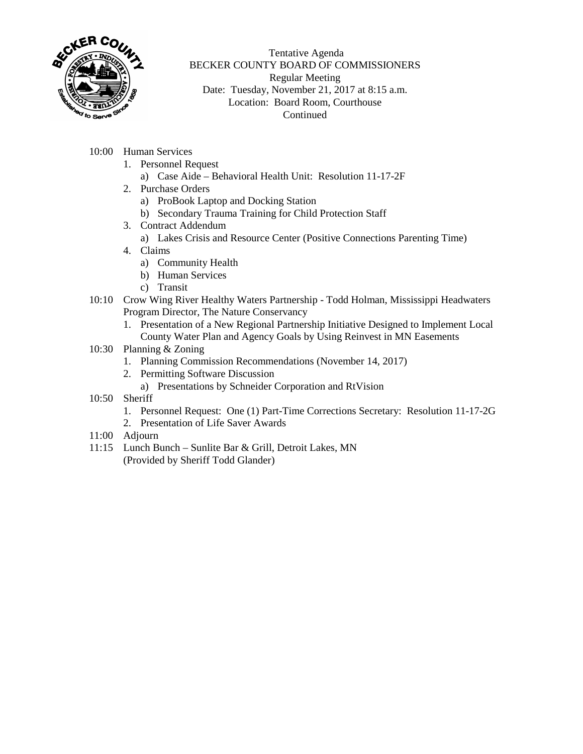Tentative Agenda
BECKER COUNTY BOARD OF COMMISSIONERS
Regular Meeting
Date: Tuesday, November 21, 2017 at 8:15 a.m.
Location: Board Room, Courthouse
Continued

10:00 Human Services
1. Personnel Request
   a) Case Aide – Behavioral Health Unit: Resolution 11-17-2F
2. Purchase Orders
   a) ProBook Laptop and Docking Station
   b) Secondary Trauma Training for Child Protection Staff
3. Contract Addendum
   a) Lakes Crisis and Resource Center (Positive Connections Parenting Time)
4. Claims
   a) Community Health
   b) Human Services
   c) Transit

10:10 Crow Wing River Healthy Waters Partnership - Todd Holman, Mississippi Headwaters Program Director, The Nature Conservancy
1. Presentation of a New Regional Partnership Initiative Designed to Implement Local County Water Plan and Agency Goals by Using Reinvest in MN Easements

10:30 Planning & Zoning
1. Planning Commission Recommendations (November 14, 2017)
2. Permitting Software Discussion
   a) Presentations by Schneider Corporation and RtVision

10:50 Sheriff
1. Personnel Request: One (1) Part-Time Corrections Secretary: Resolution 11-17-2G
2. Presentation of Life Saver Awards

11:00 Adjourn

11:15 Lunch Bunch – Sunlite Bar & Grill, Detroit Lakes, MN
(Provided by Sheriff Todd Glander)